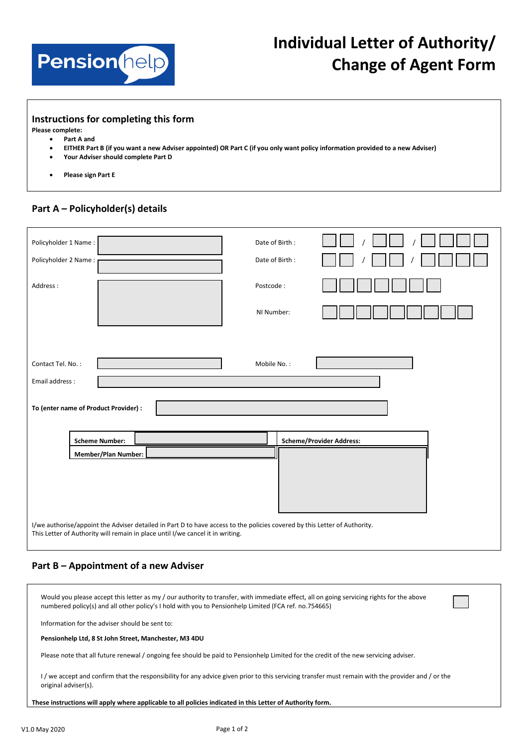# Individual Letter of Authority/ Change of Agent Form

## Instructions for completing this form

**Please complete:**

- **Part A and**
- **EITHER Part B (if you want a new Adviser appointed) OR Part C (if you only want policy information provided to a new Adviser)**
- **Your Adviser should complete Part D**
- **Please sign Part E**

## Part A – Policyholder(s) details

Policyholder 1 Name :

Date of Birth : __ __ / __ __ / __ __ __ __

Policyholder 2 Name :

Date of Birth : __ __ / __ __ / __ __ __ __

Address :

Postcode :

NI Number:

Contact Tel. No. :

Mobile No. :

Email address :

**To (enter name of Product Provider) :**

**Scheme Number:**

**Member/Plan Number:**

**Scheme/Provider Address:**

I/we authorise/appoint the Adviser detailed in Part D to have access to the policies covered by this Letter of Authority. This Letter of Authority will remain in place until I/we cancel it in writing.

## Part B – Appointment of a new Adviser

Would you please accept this letter as my / our authority to transfer, with immediate effect, all on going servicing rights for the above numbered policy(s) and all other policy's I hold with you to Pensionhelp Limited (FCA ref. no.754665) ☐

Information for the adviser should be sent to:

**Pensionhelp Ltd, 8 St John Street, Manchester, M3 4DU**

Please note that all future renewal / ongoing fee should be paid to Pensionhelp Limited for the credit of the new servicing adviser.

I / we accept and confirm that the responsibility for any advice given prior to this servicing transfer must remain with the provider and / or the original adviser(s).

**These instructions will apply where applicable to all policies indicated in this Letter of Authority form.**

V1.0 May 2020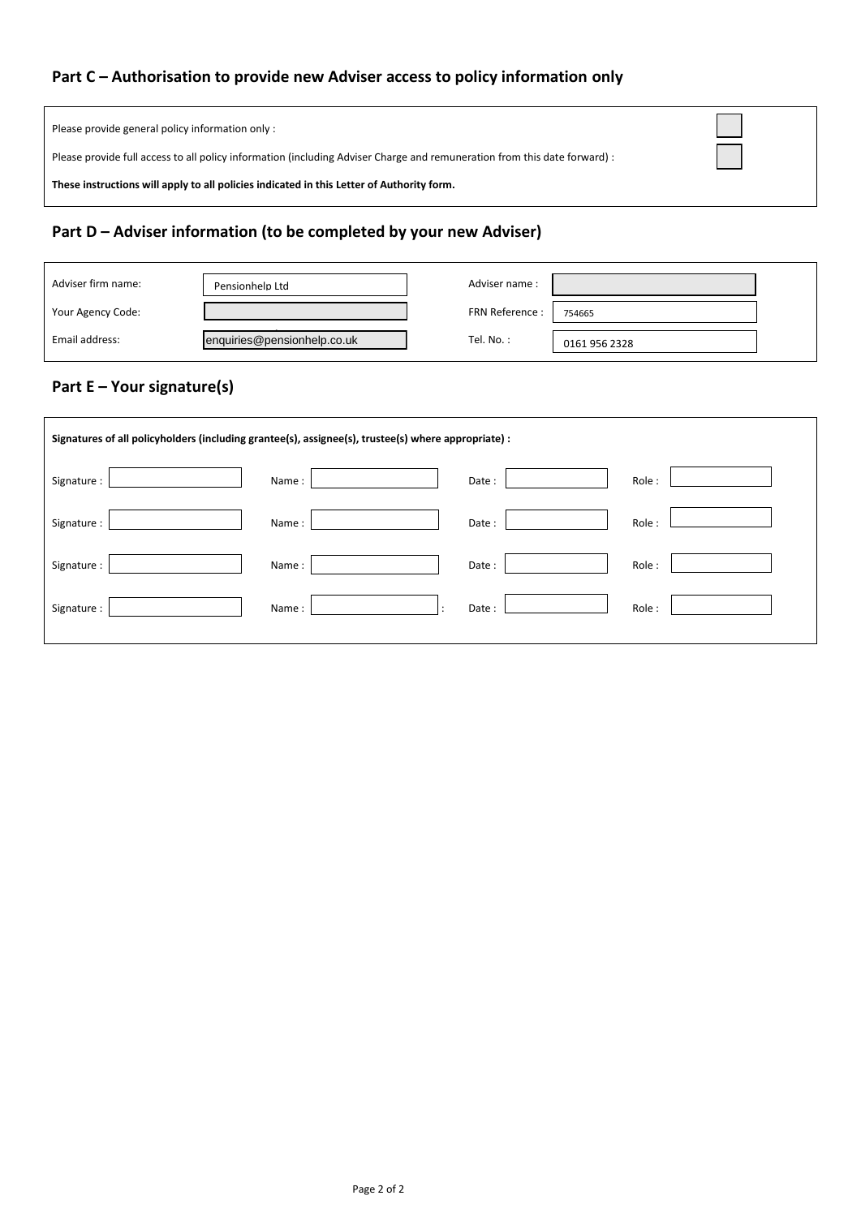## Part C – Authorisation to provide new Adviser access to policy information only

Please provide general policy information only :

Please provide full access to all policy information (including Adviser Charge and remuneration from this date forward) :

**These instructions will apply to all policies indicated in this Letter of Authority form.**

## Part D – Adviser information (to be completed by your new Adviser)

| | | | |
|---|---|---|---|
| Adviser firm name: | Pensionhelp Ltd | Adviser name : | |
| Your Agency Code: | | FRN Reference : | 754665 |
| Email address: | enquiries@pensionhelp.co.uk | Tel. No. : | 0161 956 2328 |

## Part E – Your signature(s)

**Signatures of all policyholders (including grantee(s), assignee(s), trustee(s) where appropriate) :**

| | | | |
|---|---|---|---|
| Signature : | Name : | Date : | Role : |
| Signature : | Name : | Date : | Role : |
| Signature : | Name : | Date : | Role : |
| Signature : | Name : | Date : | Role : |